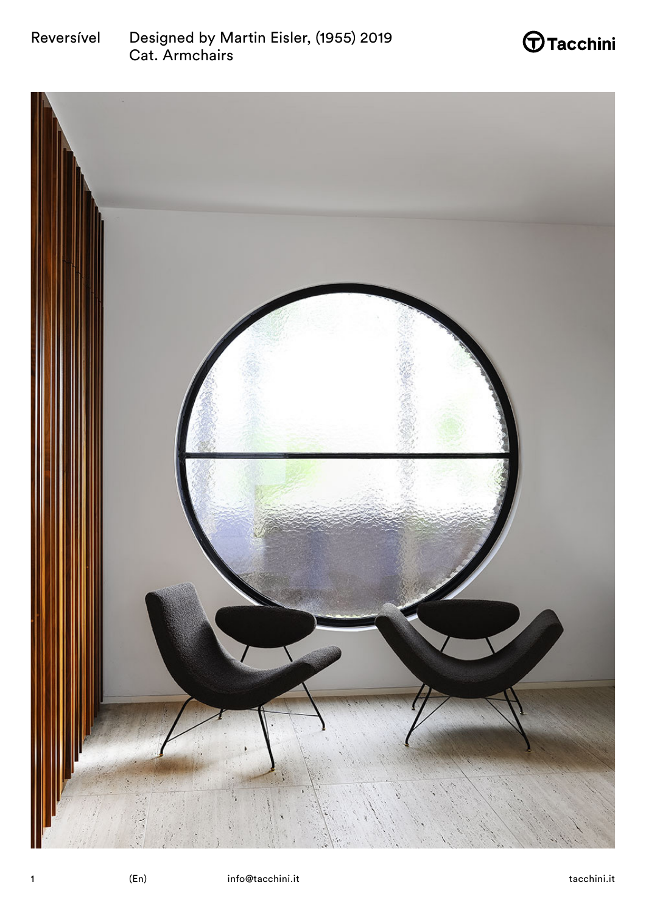Reversível

Designed by Martin Eisler, (1955) 2019
Cat. Armchairs

Tacchini

(En)

info@tacchini.it

tacchini.it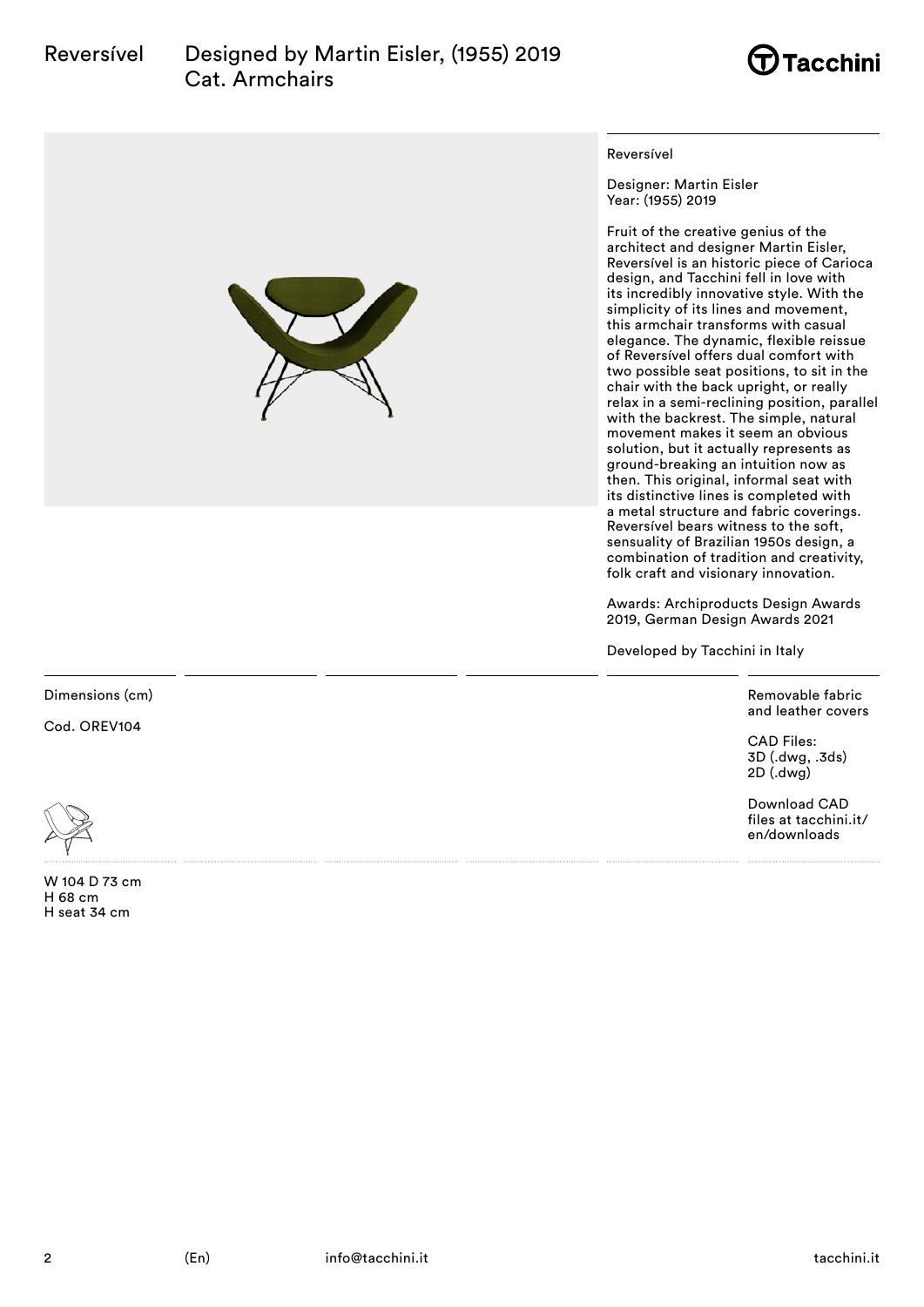# Reversível

Designed by Martin Eisler, (1955) 2019
Cat. Armchairs

Reversível

Designer: Martin Eisler
Year: (1955) 2019

Fruit of the creative genius of the architect and designer Martin Eisler, Reversível is an historic piece of Carioca design, and Tacchini fell in love with its incredibly innovative style. With the simplicity of its lines and movement, this armchair transforms with casual elegance. The dynamic, flexible reissue of Reversível offers dual comfort with two possible seat positions, to sit in the chair with the back upright, or really relax in a semi-reclining position, parallel with the backrest. The simple, natural movement makes it seem an obvious solution, but it actually represents as ground-breaking an intuition now as then. This original, informal seat with its distinctive lines is completed with a metal structure and fabric coverings. Reversível bears witness to the soft, sensuality of Brazilian 1950s design, a combination of tradition and creativity, folk craft and visionary innovation.

Awards: Archiproducts Design Awards 2019, German Design Awards 2021

Developed by Tacchini in Italy

Dimensions (cm)

Cod. OREV104

W 104 D 73 cm
H 68 cm
H seat 34 cm

Removable fabric and leather covers

CAD Files:
3D (.dwg, .3ds)
2D (.dwg)

Download CAD files at tacchini.it/en/downloads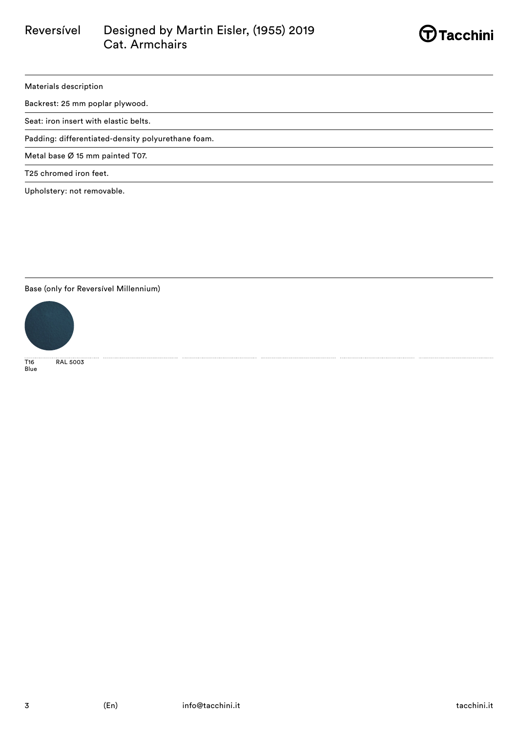# Reversível — Designed by Martin Eisler, (1955) 2019

Cat. Armchairs

## Materials description

Backrest: 25 mm poplar plywood.

Seat: iron insert with elastic belts.

Padding: differentiated-density polyurethane foam.

Metal base Ø 15 mm painted T07.

T25 chromed iron feet.

Upholstery: not removable.

## Base (only for Reversível Millennium)

T16 Blue — RAL 5003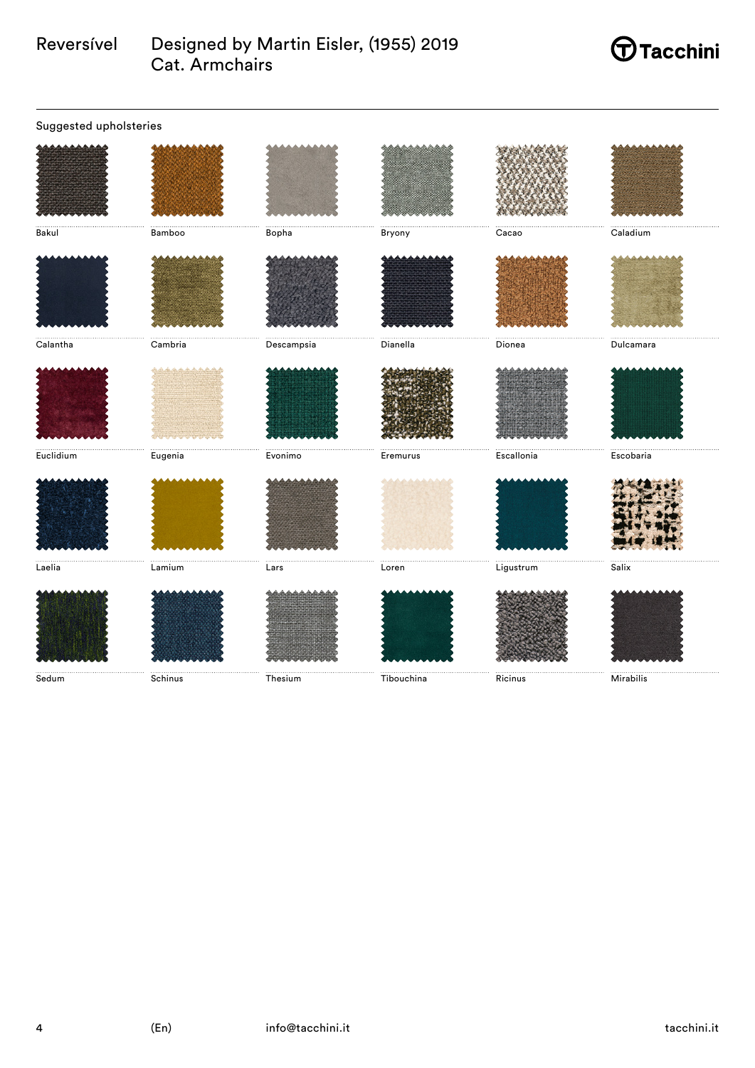Reversível

Designed by Martin Eisler, (1955) 2019
Cat. Armchairs

Suggested upholsteries

Bakul

Bamboo

Bopha

Bryony

Cacao

Caladium

Calantha

Cambria

Descampsia

Dianella

Dionea

Dulcamara

Euclidium

Eugenia

Evonimo

Eremurus

Escallonia

Escobaria

Laelia

Lamium

Lars

Loren

Ligustrum

Salix

Sedum

Schinus

Thesium

Tibouchina

Ricinus

Mirabilis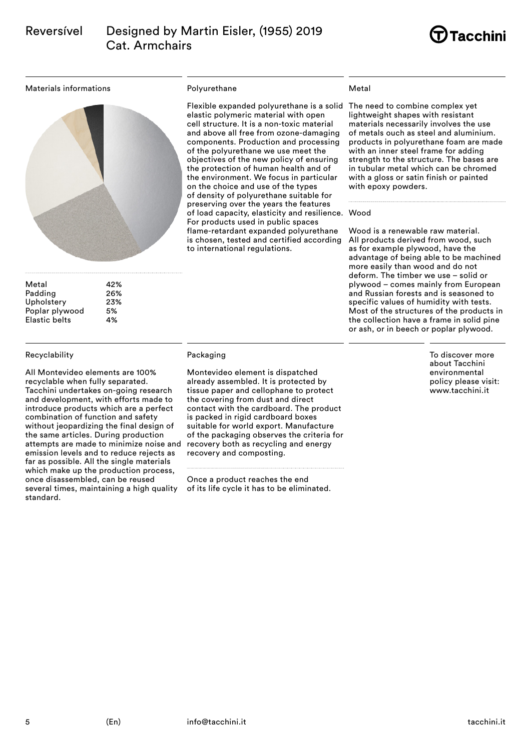# Reversível — Designed by Martin Eisler, (1955) 2019

Cat. Armchairs

## Materials informations

| Material | % |
| --- | --- |
| Metal | 42% |
| Padding | 26% |
| Upholstery | 23% |
| Poplar plywood | 5% |
| Elastic belts | 4% |

## Polyurethane

Flexible expanded polyurethane is a solid elastic polymeric material with open cell structure. It is a non-toxic material and above all free from ozone-damaging components. Production and processing of the polyurethane we use meet the objectives of the new policy of ensuring the protection of human health and of the environment. We focus in particular on the choice and use of the types of density of polyurethane suitable for preserving over the years the features of load capacity, elasticity and resilience. For products used in public spaces flame-retardant expanded polyurethane is chosen, tested and certified according to international regulations.

## Metal

The need to combine complex yet lightweight shapes with resistant materials necessarily involves the use of metals ouch as steel and aluminium. products in polyurethane foam are made with an inner steel frame for adding strength to the structure. The bases are in tubular metal which can be chromed with a gloss or satin finish or painted with epoxy powders.

## Wood

Wood is a renewable raw material. All products derived from wood, such as for example plywood, have the advantage of being able to be machined more easily than wood and do not deform. The timber we use – solid or plywood – comes mainly from European and Russian forests and is seasoned to specific values of humidity with tests. Most of the structures of the products in the collection have a frame in solid pine or ash, or in beech or poplar plywood.

## Recyclability

All Montevideo elements are 100% recyclable when fully separated. Tacchini undertakes on-going research and development, with efforts made to introduce products which are a perfect combination of function and safety without jeopardizing the final design of the same articles. During production attempts are made to minimize noise and emission levels and to reduce rejects as far as possible. All the single materials which make up the production process, once disassembled, can be reused several times, maintaining a high quality standard.

## Packaging

Montevideo element is dispatched already assembled. It is protected by tissue paper and cellophane to protect the covering from dust and direct contact with the cardboard. The product is packed in rigid cardboard boxes suitable for world export. Manufacture of the packaging observes the criteria for recovery both as recycling and energy recovery and composting.

Once a product reaches the end of its life cycle it has to be eliminated.

To discover more about Tacchini environmental policy please visit: www.tacchini.it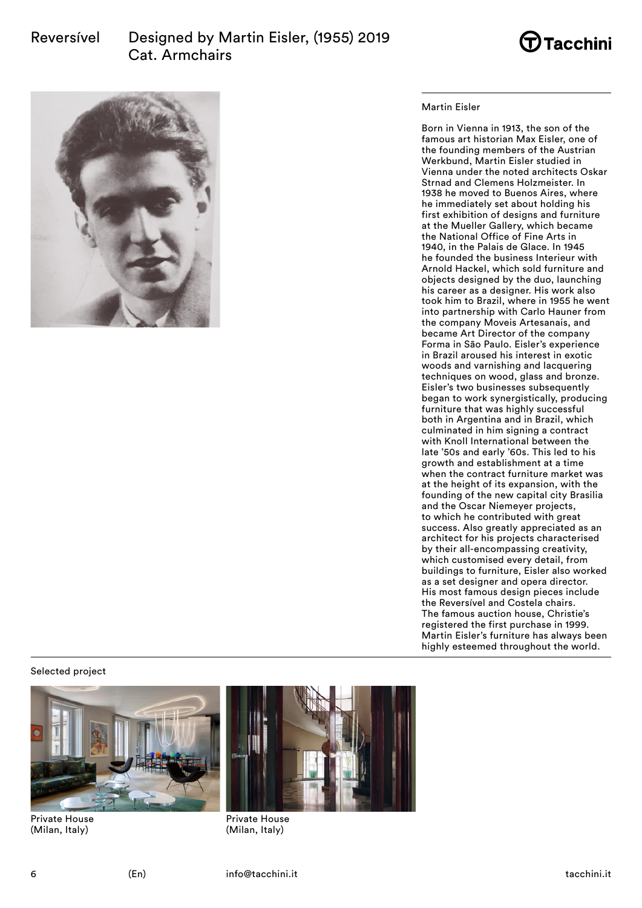# Reversível

Designed by Martin Eisler, (1955) 2019
Cat. Armchairs

## Martin Eisler

Born in Vienna in 1913, the son of the famous art historian Max Eisler, one of the founding members of the Austrian Werkbund, Martin Eisler studied in Vienna under the noted architects Oskar Strnad and Clemens Holzmeister. In 1938 he moved to Buenos Aires, where he immediately set about holding his first exhibition of designs and furniture at the Mueller Gallery, which became the National Office of Fine Arts in 1940, in the Palais de Glace. In 1945 he founded the business Interieur with Arnold Hackel, which sold furniture and objects designed by the duo, launching his career as a designer. His work also took him to Brazil, where in 1955 he went into partnership with Carlo Hauner from the company Moveis Artesanais, and became Art Director of the company Forma in São Paulo. Eisler's experience in Brazil aroused his interest in exotic woods and varnishing and lacquering techniques on wood, glass and bronze. Eisler's two businesses subsequently began to work synergistically, producing furniture that was highly successful both in Argentina and in Brazil, which culminated in him signing a contract with Knoll International between the late '50s and early '60s. This led to his growth and establishment at a time when the contract furniture market was at the height of its expansion, with the founding of the new capital city Brasilia and the Oscar Niemeyer projects, to which he contributed with great success. Also greatly appreciated as an architect for his projects characterised by their all-encompassing creativity, which customised every detail, from buildings to furniture, Eisler also worked as a set designer and opera director. His most famous design pieces include the Reversível and Costela chairs. The famous auction house, Christie's registered the first purchase in 1999. Martin Eisler's furniture has always been highly esteemed throughout the world.

## Selected project

Private House
(Milan, Italy)

Private House
(Milan, Italy)